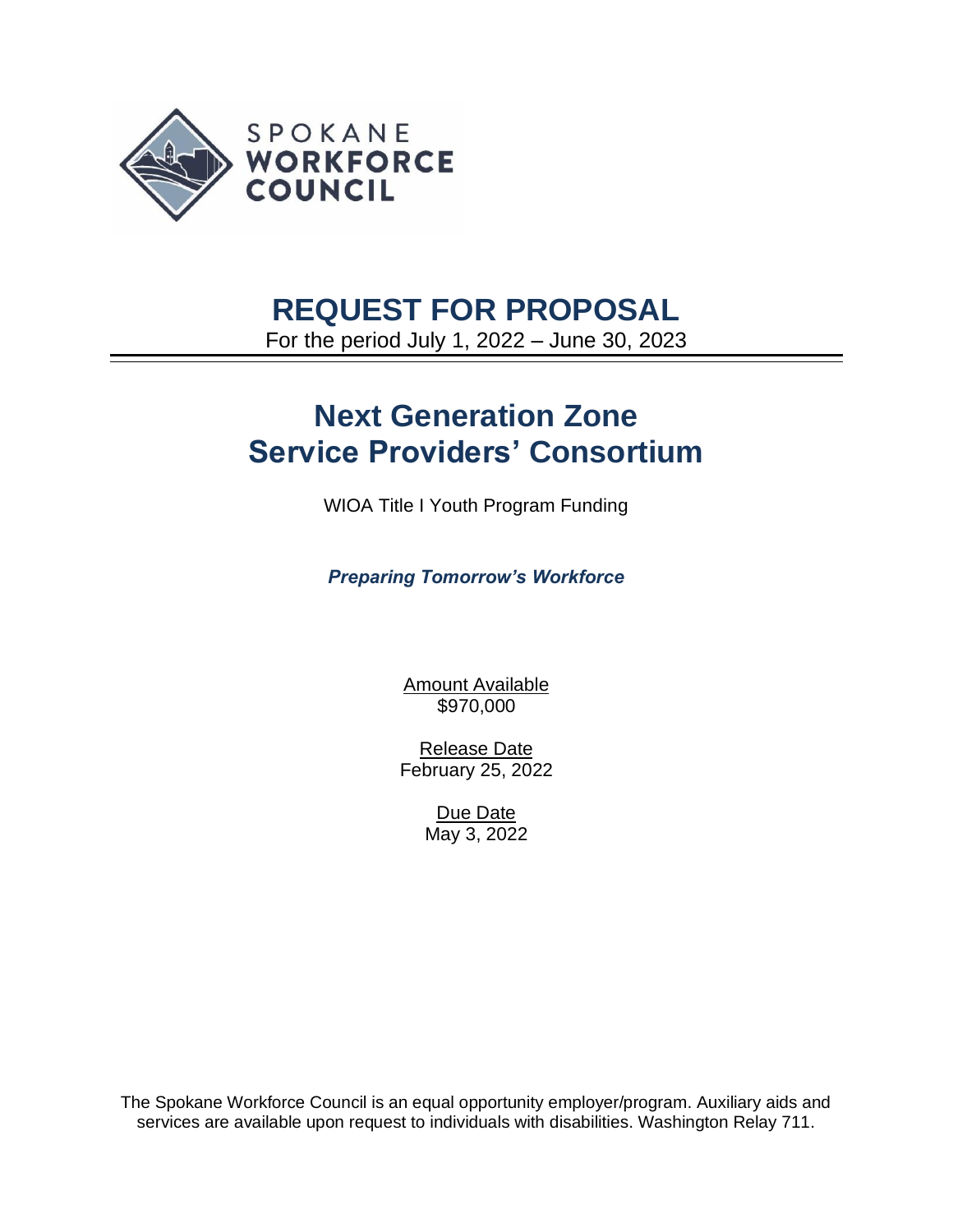SPOKANE
WORKFORCE
COUNCIL

# REQUEST FOR PROPOSAL

For the period July 1, 2022 – June 30, 2023

# Next Generation Zone Service Providers' Consortium

WIOA Title I Youth Program Funding

***Preparing Tomorrow's Workforce***

Amount Available
$970,000

Release Date
February 25, 2022

Due Date
May 3, 2022

The Spokane Workforce Council is an equal opportunity employer/program. Auxiliary aids and services are available upon request to individuals with disabilities. Washington Relay 711.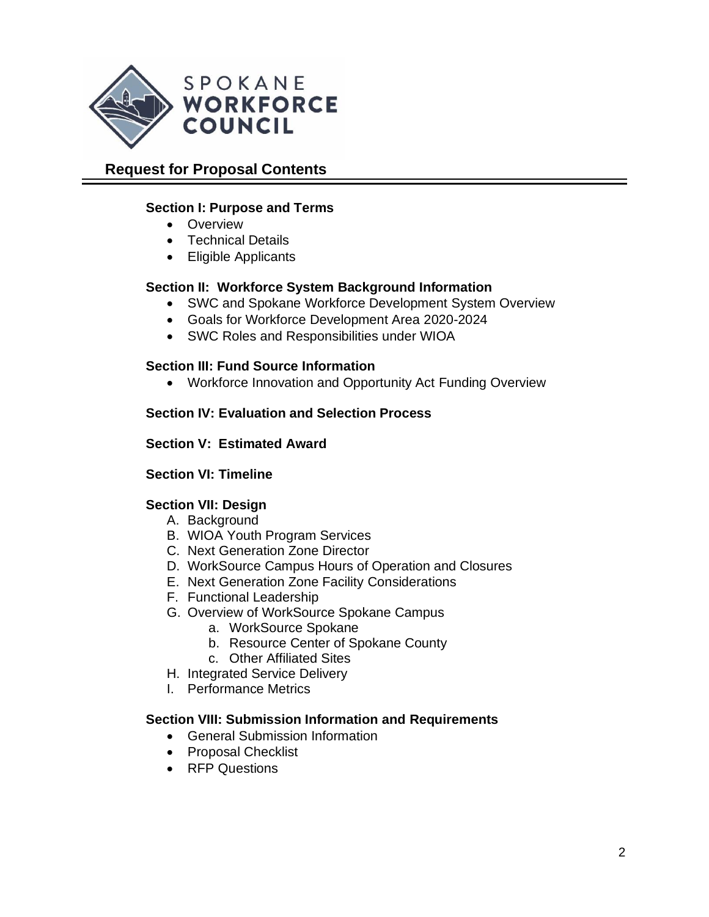SPOKANE WORKFORCE COUNCIL

## Request for Proposal Contents

**Section I: Purpose and Terms**

- Overview
- Technical Details
- Eligible Applicants

**Section II: Workforce System Background Information**

- SWC and Spokane Workforce Development System Overview
- Goals for Workforce Development Area 2020-2024
- SWC Roles and Responsibilities under WIOA

**Section III: Fund Source Information**

- Workforce Innovation and Opportunity Act Funding Overview

**Section IV: Evaluation and Selection Process**

**Section V: Estimated Award**

**Section VI: Timeline**

**Section VII: Design**

A. Background
B. WIOA Youth Program Services
C. Next Generation Zone Director
D. WorkSource Campus Hours of Operation and Closures
E. Next Generation Zone Facility Considerations
F. Functional Leadership
G. Overview of WorkSource Spokane Campus
    a. WorkSource Spokane
    b. Resource Center of Spokane County
    c. Other Affiliated Sites
H. Integrated Service Delivery
I. Performance Metrics

**Section VIII: Submission Information and Requirements**

- General Submission Information
- Proposal Checklist
- RFP Questions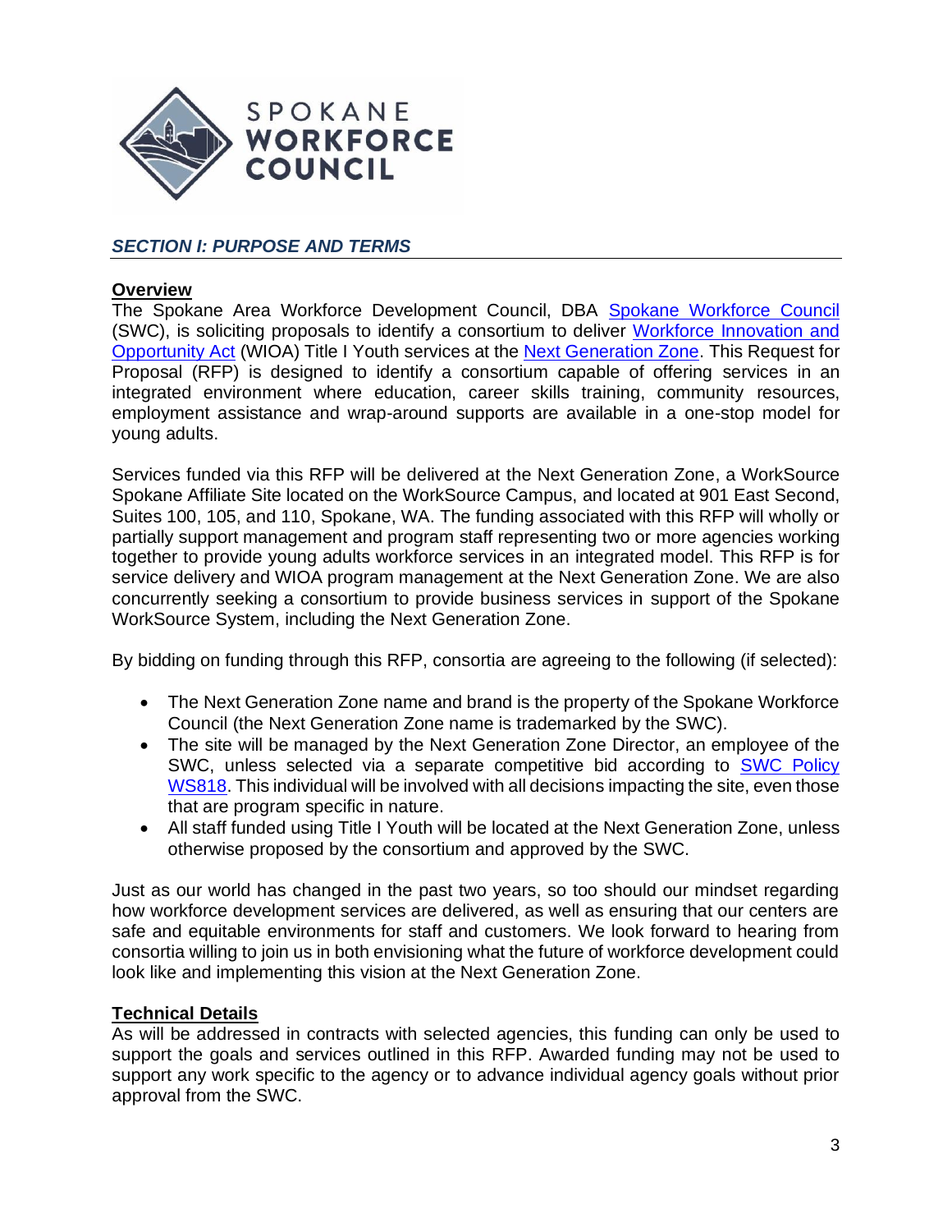## *SECTION I: PURPOSE AND TERMS*

**Overview**

The Spokane Area Workforce Development Council, DBA Spokane Workforce Council (SWC), is soliciting proposals to identify a consortium to deliver Workforce Innovation and Opportunity Act (WIOA) Title I Youth services at the Next Generation Zone. This Request for Proposal (RFP) is designed to identify a consortium capable of offering services in an integrated environment where education, career skills training, community resources, employment assistance and wrap-around supports are available in a one-stop model for young adults.

Services funded via this RFP will be delivered at the Next Generation Zone, a WorkSource Spokane Affiliate Site located on the WorkSource Campus, and located at 901 East Second, Suites 100, 105, and 110, Spokane, WA. The funding associated with this RFP will wholly or partially support management and program staff representing two or more agencies working together to provide young adults workforce services in an integrated model. This RFP is for service delivery and WIOA program management at the Next Generation Zone. We are also concurrently seeking a consortium to provide business services in support of the Spokane WorkSource System, including the Next Generation Zone.

By bidding on funding through this RFP, consortia are agreeing to the following (if selected):

- The Next Generation Zone name and brand is the property of the Spokane Workforce Council (the Next Generation Zone name is trademarked by the SWC).
- The site will be managed by the Next Generation Zone Director, an employee of the SWC, unless selected via a separate competitive bid according to SWC Policy WS818. This individual will be involved with all decisions impacting the site, even those that are program specific in nature.
- All staff funded using Title I Youth will be located at the Next Generation Zone, unless otherwise proposed by the consortium and approved by the SWC.

Just as our world has changed in the past two years, so too should our mindset regarding how workforce development services are delivered, as well as ensuring that our centers are safe and equitable environments for staff and customers. We look forward to hearing from consortia willing to join us in both envisioning what the future of workforce development could look like and implementing this vision at the Next Generation Zone.

**Technical Details**

As will be addressed in contracts with selected agencies, this funding can only be used to support the goals and services outlined in this RFP. Awarded funding may not be used to support any work specific to the agency or to advance individual agency goals without prior approval from the SWC.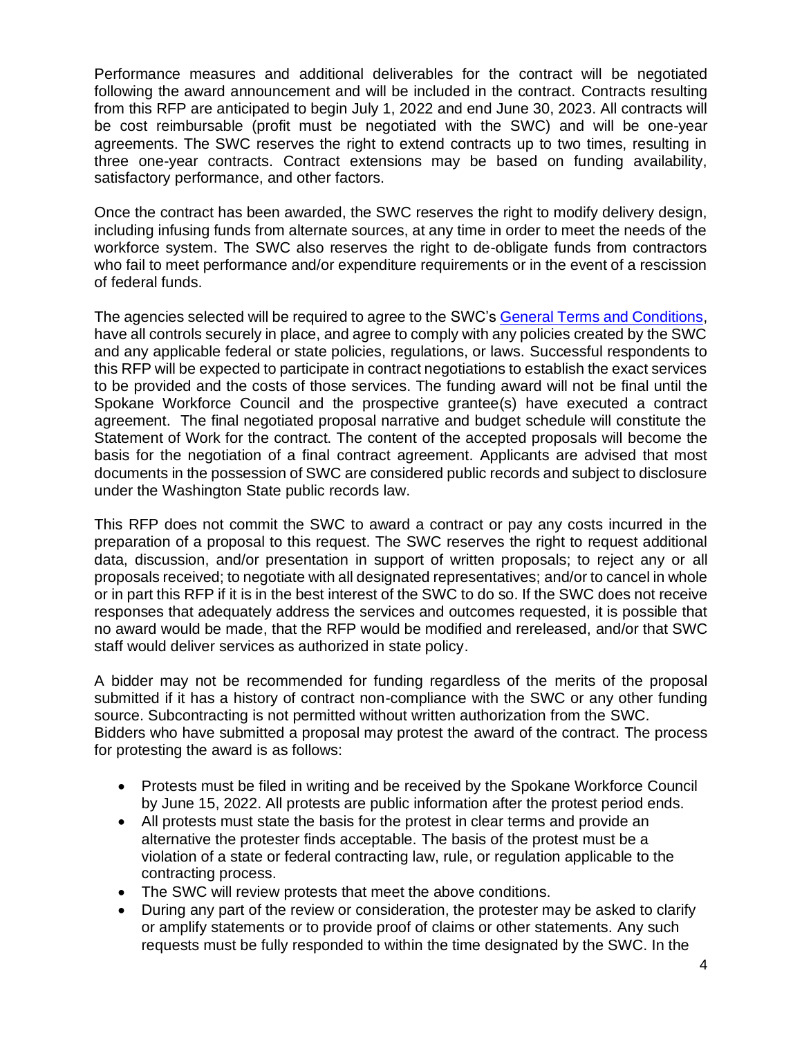Performance measures and additional deliverables for the contract will be negotiated following the award announcement and will be included in the contract. Contracts resulting from this RFP are anticipated to begin July 1, 2022 and end June 30, 2023. All contracts will be cost reimbursable (profit must be negotiated with the SWC) and will be one-year agreements. The SWC reserves the right to extend contracts up to two times, resulting in three one-year contracts. Contract extensions may be based on funding availability, satisfactory performance, and other factors.

Once the contract has been awarded, the SWC reserves the right to modify delivery design, including infusing funds from alternate sources, at any time in order to meet the needs of the workforce system. The SWC also reserves the right to de-obligate funds from contractors who fail to meet performance and/or expenditure requirements or in the event of a rescission of federal funds.

The agencies selected will be required to agree to the SWC's General Terms and Conditions, have all controls securely in place, and agree to comply with any policies created by the SWC and any applicable federal or state policies, regulations, or laws. Successful respondents to this RFP will be expected to participate in contract negotiations to establish the exact services to be provided and the costs of those services. The funding award will not be final until the Spokane Workforce Council and the prospective grantee(s) have executed a contract agreement. The final negotiated proposal narrative and budget schedule will constitute the Statement of Work for the contract. The content of the accepted proposals will become the basis for the negotiation of a final contract agreement. Applicants are advised that most documents in the possession of SWC are considered public records and subject to disclosure under the Washington State public records law.

This RFP does not commit the SWC to award a contract or pay any costs incurred in the preparation of a proposal to this request. The SWC reserves the right to request additional data, discussion, and/or presentation in support of written proposals; to reject any or all proposals received; to negotiate with all designated representatives; and/or to cancel in whole or in part this RFP if it is in the best interest of the SWC to do so. If the SWC does not receive responses that adequately address the services and outcomes requested, it is possible that no award would be made, that the RFP would be modified and rereleased, and/or that SWC staff would deliver services as authorized in state policy.

A bidder may not be recommended for funding regardless of the merits of the proposal submitted if it has a history of contract non-compliance with the SWC or any other funding source. Subcontracting is not permitted without written authorization from the SWC.
Bidders who have submitted a proposal may protest the award of the contract. The process for protesting the award is as follows:

- Protests must be filed in writing and be received by the Spokane Workforce Council by June 15, 2022. All protests are public information after the protest period ends.
- All protests must state the basis for the protest in clear terms and provide an alternative the protester finds acceptable. The basis of the protest must be a violation of a state or federal contracting law, rule, or regulation applicable to the contracting process.
- The SWC will review protests that meet the above conditions.
- During any part of the review or consideration, the protester may be asked to clarify or amplify statements or to provide proof of claims or other statements. Any such requests must be fully responded to within the time designated by the SWC. In the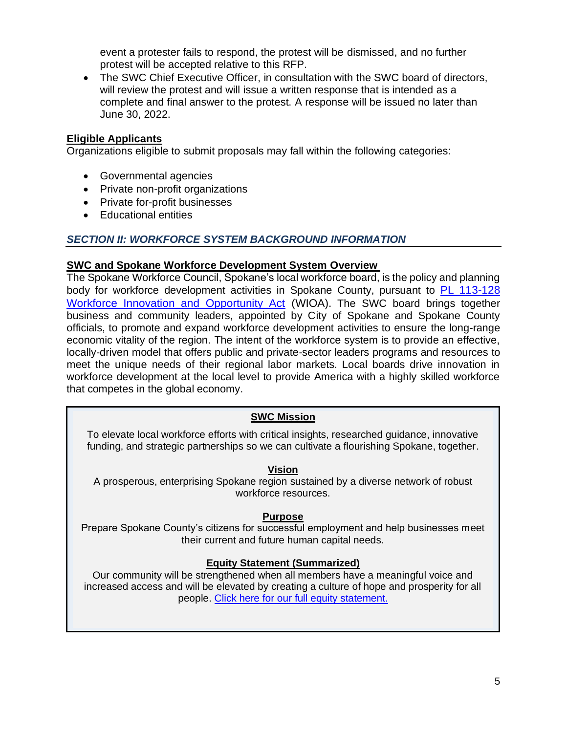event a protester fails to respond, the protest will be dismissed, and no further protest will be accepted relative to this RFP.
- The SWC Chief Executive Officer, in consultation with the SWC board of directors, will review the protest and will issue a written response that is intended as a complete and final answer to the protest. A response will be issued no later than June 30, 2022.

**Eligible Applicants**

Organizations eligible to submit proposals may fall within the following categories:

- Governmental agencies
- Private non-profit organizations
- Private for-profit businesses
- Educational entities

## *SECTION II: WORKFORCE SYSTEM BACKGROUND INFORMATION*

**SWC and Spokane Workforce Development System Overview**

The Spokane Workforce Council, Spokane's local workforce board, is the policy and planning body for workforce development activities in Spokane County, pursuant to PL 113-128 Workforce Innovation and Opportunity Act (WIOA). The SWC board brings together business and community leaders, appointed by City of Spokane and Spokane County officials, to promote and expand workforce development activities to ensure the long-range economic vitality of the region. The intent of the workforce system is to provide an effective, locally-driven model that offers public and private-sector leaders programs and resources to meet the unique needs of their regional labor markets. Local boards drive innovation in workforce development at the local level to provide America with a highly skilled workforce that competes in the global economy.

**SWC Mission**

To elevate local workforce efforts with critical insights, researched guidance, innovative funding, and strategic partnerships so we can cultivate a flourishing Spokane, together.

**Vision**

A prosperous, enterprising Spokane region sustained by a diverse network of robust workforce resources.

**Purpose**

Prepare Spokane County's citizens for successful employment and help businesses meet their current and future human capital needs.

**Equity Statement (Summarized)**

Our community will be strengthened when all members have a meaningful voice and increased access and will be elevated by creating a culture of hope and prosperity for all people. Click here for our full equity statement.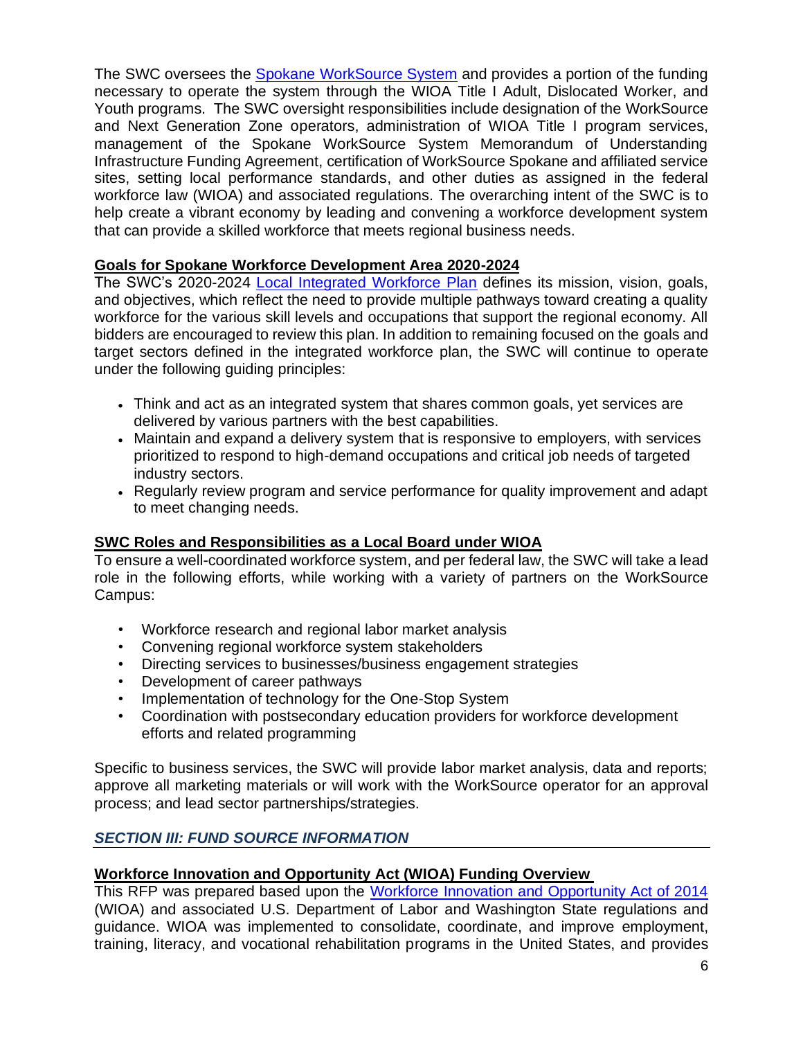The SWC oversees the Spokane WorkSource System and provides a portion of the funding necessary to operate the system through the WIOA Title I Adult, Dislocated Worker, and Youth programs. The SWC oversight responsibilities include designation of the WorkSource and Next Generation Zone operators, administration of WIOA Title I program services, management of the Spokane WorkSource System Memorandum of Understanding Infrastructure Funding Agreement, certification of WorkSource Spokane and affiliated service sites, setting local performance standards, and other duties as assigned in the federal workforce law (WIOA) and associated regulations. The overarching intent of the SWC is to help create a vibrant economy by leading and convening a workforce development system that can provide a skilled workforce that meets regional business needs.

**Goals for Spokane Workforce Development Area 2020-2024**

The SWC's 2020-2024 Local Integrated Workforce Plan defines its mission, vision, goals, and objectives, which reflect the need to provide multiple pathways toward creating a quality workforce for the various skill levels and occupations that support the regional economy. All bidders are encouraged to review this plan. In addition to remaining focused on the goals and target sectors defined in the integrated workforce plan, the SWC will continue to operate under the following guiding principles:

- Think and act as an integrated system that shares common goals, yet services are delivered by various partners with the best capabilities.
- Maintain and expand a delivery system that is responsive to employers, with services prioritized to respond to high-demand occupations and critical job needs of targeted industry sectors.
- Regularly review program and service performance for quality improvement and adapt to meet changing needs.

**SWC Roles and Responsibilities as a Local Board under WIOA**

To ensure a well-coordinated workforce system, and per federal law, the SWC will take a lead role in the following efforts, while working with a variety of partners on the WorkSource Campus:

- Workforce research and regional labor market analysis
- Convening regional workforce system stakeholders
- Directing services to businesses/business engagement strategies
- Development of career pathways
- Implementation of technology for the One-Stop System
- Coordination with postsecondary education providers for workforce development efforts and related programming

Specific to business services, the SWC will provide labor market analysis, data and reports; approve all marketing materials or will work with the WorkSource operator for an approval process; and lead sector partnerships/strategies.

## *SECTION III: FUND SOURCE INFORMATION*

**Workforce Innovation and Opportunity Act (WIOA) Funding Overview**

This RFP was prepared based upon the Workforce Innovation and Opportunity Act of 2014 (WIOA) and associated U.S. Department of Labor and Washington State regulations and guidance. WIOA was implemented to consolidate, coordinate, and improve employment, training, literacy, and vocational rehabilitation programs in the United States, and provides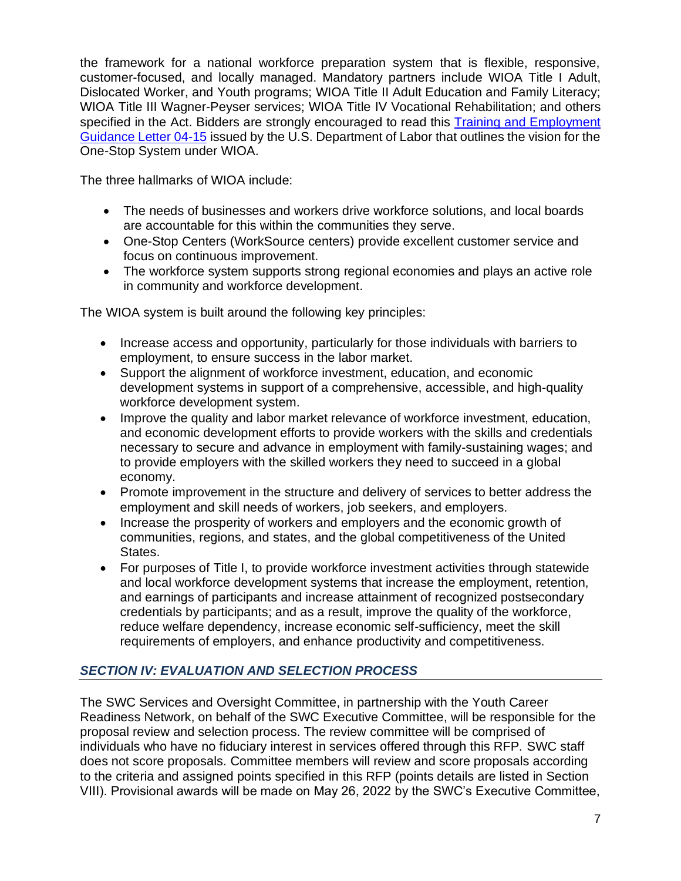the framework for a national workforce preparation system that is flexible, responsive, customer-focused, and locally managed. Mandatory partners include WIOA Title I Adult, Dislocated Worker, and Youth programs; WIOA Title II Adult Education and Family Literacy; WIOA Title III Wagner-Peyser services; WIOA Title IV Vocational Rehabilitation; and others specified in the Act. Bidders are strongly encouraged to read this Training and Employment Guidance Letter 04-15 issued by the U.S. Department of Labor that outlines the vision for the One-Stop System under WIOA.

The three hallmarks of WIOA include:

- The needs of businesses and workers drive workforce solutions, and local boards are accountable for this within the communities they serve.
- One-Stop Centers (WorkSource centers) provide excellent customer service and focus on continuous improvement.
- The workforce system supports strong regional economies and plays an active role in community and workforce development.

The WIOA system is built around the following key principles:

- Increase access and opportunity, particularly for those individuals with barriers to employment, to ensure success in the labor market.
- Support the alignment of workforce investment, education, and economic development systems in support of a comprehensive, accessible, and high-quality workforce development system.
- Improve the quality and labor market relevance of workforce investment, education, and economic development efforts to provide workers with the skills and credentials necessary to secure and advance in employment with family-sustaining wages; and to provide employers with the skilled workers they need to succeed in a global economy.
- Promote improvement in the structure and delivery of services to better address the employment and skill needs of workers, job seekers, and employers.
- Increase the prosperity of workers and employers and the economic growth of communities, regions, and states, and the global competitiveness of the United States.
- For purposes of Title I, to provide workforce investment activities through statewide and local workforce development systems that increase the employment, retention, and earnings of participants and increase attainment of recognized postsecondary credentials by participants; and as a result, improve the quality of the workforce, reduce welfare dependency, increase economic self-sufficiency, meet the skill requirements of employers, and enhance productivity and competitiveness.

## *SECTION IV: EVALUATION AND SELECTION PROCESS*

The SWC Services and Oversight Committee, in partnership with the Youth Career Readiness Network, on behalf of the SWC Executive Committee, will be responsible for the proposal review and selection process. The review committee will be comprised of individuals who have no fiduciary interest in services offered through this RFP. SWC staff does not score proposals. Committee members will review and score proposals according to the criteria and assigned points specified in this RFP (points details are listed in Section VIII). Provisional awards will be made on May 26, 2022 by the SWC's Executive Committee,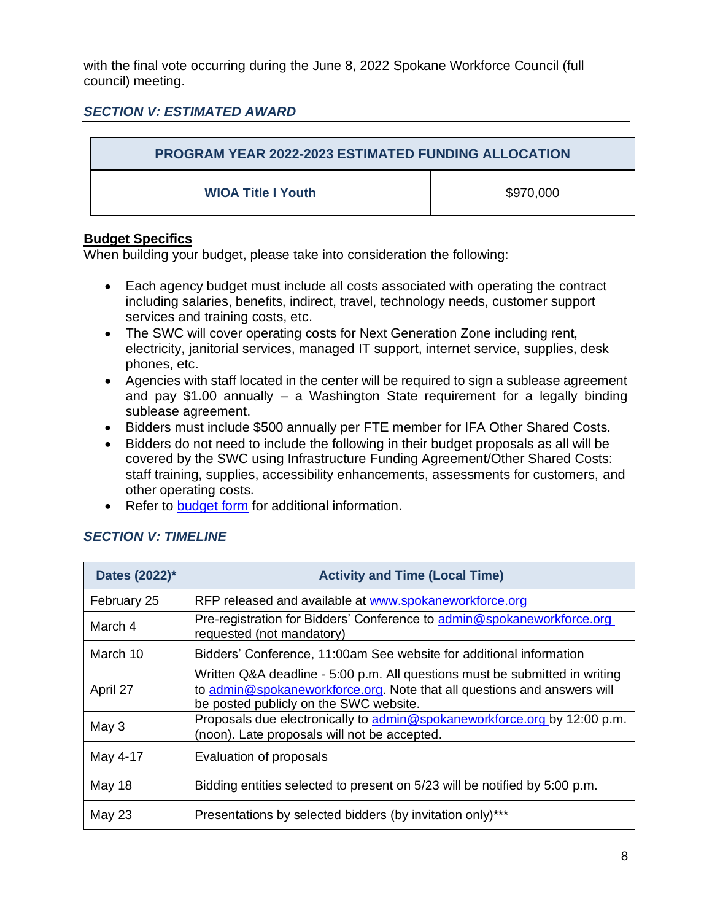with the final vote occurring during the June 8, 2022 Spokane Workforce Council (full council) meeting.

### *SECTION V: ESTIMATED AWARD*

| PROGRAM YEAR 2022-2023 ESTIMATED FUNDING ALLOCATION | |
|---|---|
| **WIOA Title I Youth** | $970,000 |

**Budget Specifics**

When building your budget, please take into consideration the following:

- Each agency budget must include all costs associated with operating the contract including salaries, benefits, indirect, travel, technology needs, customer support services and training costs, etc.
- The SWC will cover operating costs for Next Generation Zone including rent, electricity, janitorial services, managed IT support, internet service, supplies, desk phones, etc.
- Agencies with staff located in the center will be required to sign a sublease agreement and pay $1.00 annually – a Washington State requirement for a legally binding sublease agreement.
- Bidders must include $500 annually per FTE member for IFA Other Shared Costs.
- Bidders do not need to include the following in their budget proposals as all will be covered by the SWC using Infrastructure Funding Agreement/Other Shared Costs: staff training, supplies, accessibility enhancements, assessments for customers, and other operating costs.
- Refer to budget form for additional information.

### *SECTION V: TIMELINE*

| Dates (2022)* | Activity and Time (Local Time) |
|---|---|
| February 25 | RFP released and available at www.spokaneworkforce.org |
| March 4 | Pre-registration for Bidders' Conference to admin@spokaneworkforce.org requested (not mandatory) |
| March 10 | Bidders' Conference, 11:00am See website for additional information |
| April 27 | Written Q&A deadline - 5:00 p.m. All questions must be submitted in writing to admin@spokaneworkforce.org. Note that all questions and answers will be posted publicly on the SWC website. |
| May 3 | Proposals due electronically to admin@spokaneworkforce.org by 12:00 p.m. (noon). Late proposals will not be accepted. |
| May 4-17 | Evaluation of proposals |
| May 18 | Bidding entities selected to present on 5/23 will be notified by 5:00 p.m. |
| May 23 | Presentations by selected bidders (by invitation only)*** |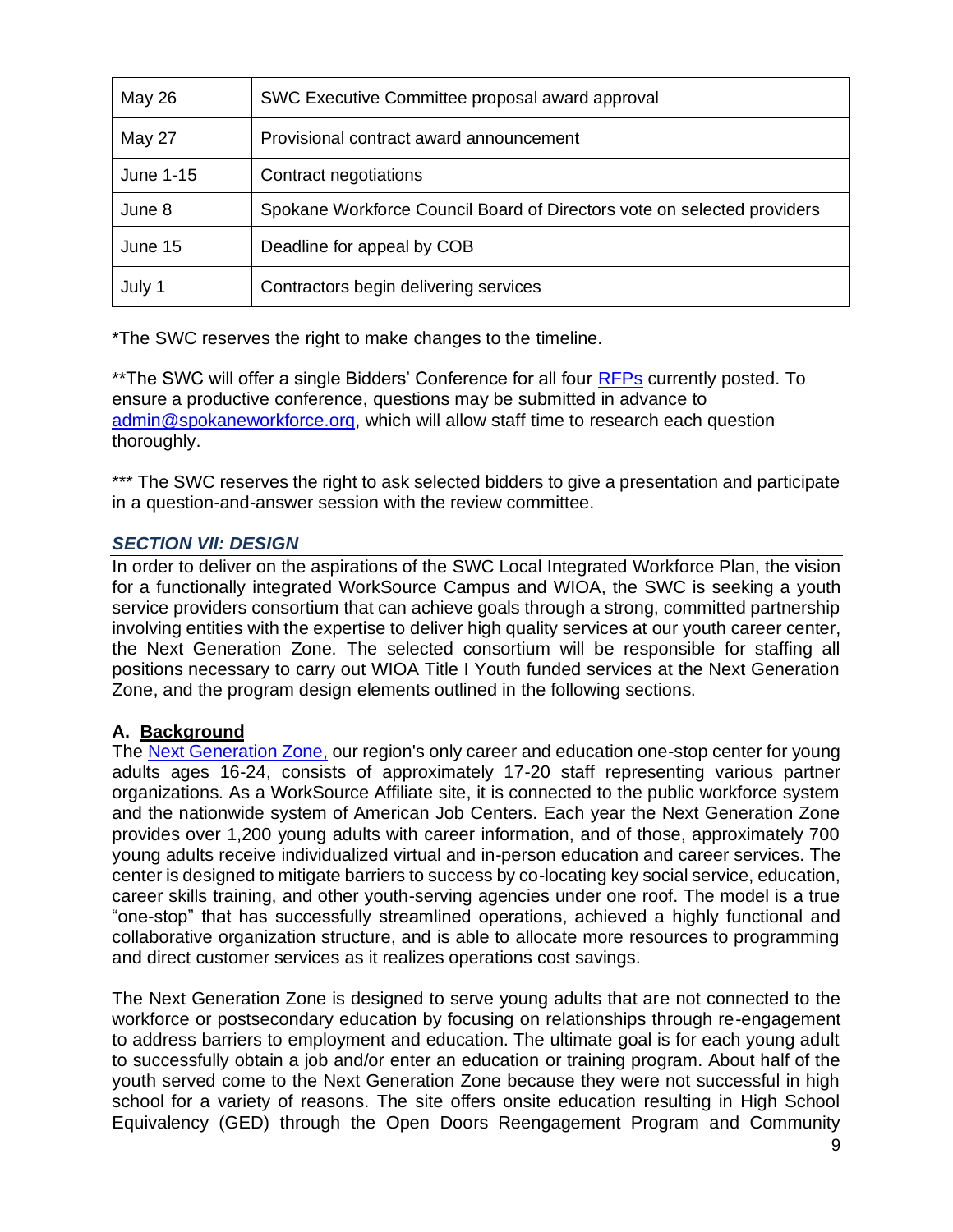| May 26 | SWC Executive Committee proposal award approval |
|---|---|
| May 27 | Provisional contract award announcement |
| June 1-15 | Contract negotiations |
| June 8 | Spokane Workforce Council Board of Directors vote on selected providers |
| June 15 | Deadline for appeal by COB |
| July 1 | Contractors begin delivering services |

*The SWC reserves the right to make changes to the timeline.

**The SWC will offer a single Bidders' Conference for all four [RFPs]() currently posted. To ensure a productive conference, questions may be submitted in advance to [admin@spokaneworkforce.org](mailto:admin@spokaneworkforce.org), which will allow staff time to research each question thoroughly.

*** The SWC reserves the right to ask selected bidders to give a presentation and participate in a question-and-answer session with the review committee.

## *SECTION VII: DESIGN*

In order to deliver on the aspirations of the SWC Local Integrated Workforce Plan, the vision for a functionally integrated WorkSource Campus and WIOA, the SWC is seeking a youth service providers consortium that can achieve goals through a strong, committed partnership involving entities with the expertise to deliver high quality services at our youth career center, the Next Generation Zone. The selected consortium will be responsible for staffing all positions necessary to carry out WIOA Title I Youth funded services at the Next Generation Zone, and the program design elements outlined in the following sections.

### A. Background

The [Next Generation Zone,]() our region's only career and education one-stop center for young adults ages 16-24, consists of approximately 17-20 staff representing various partner organizations. As a WorkSource Affiliate site, it is connected to the public workforce system and the nationwide system of American Job Centers. Each year the Next Generation Zone provides over 1,200 young adults with career information, and of those, approximately 700 young adults receive individualized virtual and in-person education and career services. The center is designed to mitigate barriers to success by co-locating key social service, education, career skills training, and other youth-serving agencies under one roof. The model is a true "one-stop" that has successfully streamlined operations, achieved a highly functional and collaborative organization structure, and is able to allocate more resources to programming and direct customer services as it realizes operations cost savings.

The Next Generation Zone is designed to serve young adults that are not connected to the workforce or postsecondary education by focusing on relationships through re-engagement to address barriers to employment and education. The ultimate goal is for each young adult to successfully obtain a job and/or enter an education or training program. About half of the youth served come to the Next Generation Zone because they were not successful in high school for a variety of reasons. The site offers onsite education resulting in High School Equivalency (GED) through the Open Doors Reengagement Program and Community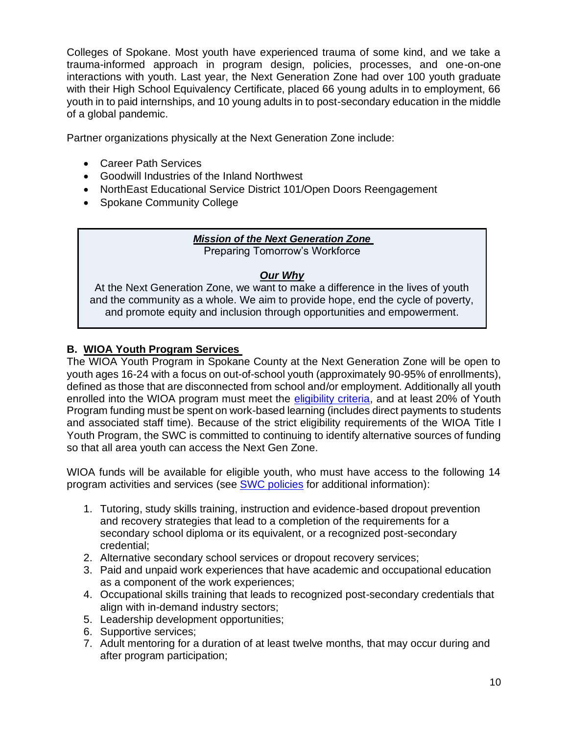Colleges of Spokane. Most youth have experienced trauma of some kind, and we take a trauma-informed approach in program design, policies, processes, and one-on-one interactions with youth. Last year, the Next Generation Zone had over 100 youth graduate with their High School Equivalency Certificate, placed 66 young adults in to employment, 66 youth in to paid internships, and 10 young adults in to post-secondary education in the middle of a global pandemic.

Partner organizations physically at the Next Generation Zone include:

- Career Path Services
- Goodwill Industries of the Inland Northwest
- NorthEast Educational Service District 101/Open Doors Reengagement
- Spokane Community College

> ***Mission of the Next Generation Zone***
>
> Preparing Tomorrow's Workforce
>
> ***Our Why***
>
> At the Next Generation Zone, we want to make a difference in the lives of youth and the community as a whole. We aim to provide hope, end the cycle of poverty, and promote equity and inclusion through opportunities and empowerment.

### B. WIOA Youth Program Services

The WIOA Youth Program in Spokane County at the Next Generation Zone will be open to youth ages 16-24 with a focus on out-of-school youth (approximately 90-95% of enrollments), defined as those that are disconnected from school and/or employment. Additionally all youth enrolled into the WIOA program must meet the eligibility criteria, and at least 20% of Youth Program funding must be spent on work-based learning (includes direct payments to students and associated staff time). Because of the strict eligibility requirements of the WIOA Title I Youth Program, the SWC is committed to continuing to identify alternative sources of funding so that all area youth can access the Next Gen Zone.

WIOA funds will be available for eligible youth, who must have access to the following 14 program activities and services (see SWC policies for additional information):

1. Tutoring, study skills training, instruction and evidence-based dropout prevention and recovery strategies that lead to a completion of the requirements for a secondary school diploma or its equivalent, or a recognized post-secondary credential;
2. Alternative secondary school services or dropout recovery services;
3. Paid and unpaid work experiences that have academic and occupational education as a component of the work experiences;
4. Occupational skills training that leads to recognized post-secondary credentials that align with in-demand industry sectors;
5. Leadership development opportunities;
6. Supportive services;
7. Adult mentoring for a duration of at least twelve months, that may occur during and after program participation;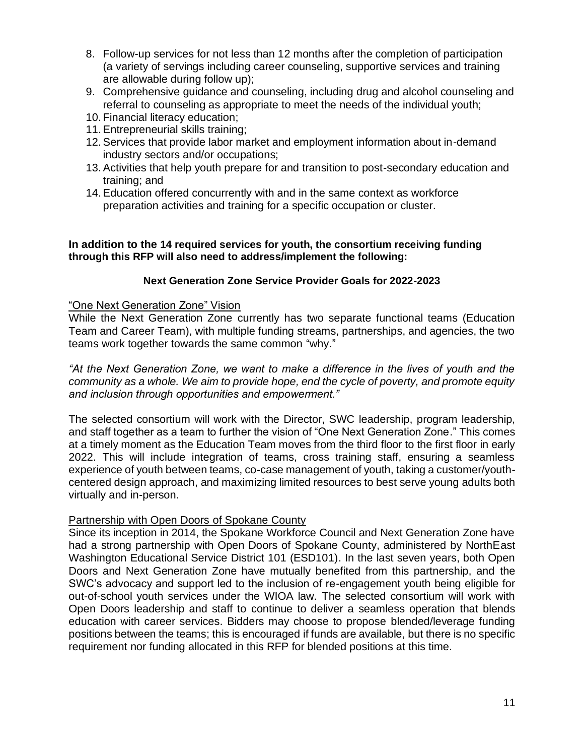8. Follow-up services for not less than 12 months after the completion of participation (a variety of servings including career counseling, supportive services and training are allowable during follow up);
9. Comprehensive guidance and counseling, including drug and alcohol counseling and referral to counseling as appropriate to meet the needs of the individual youth;
10. Financial literacy education;
11. Entrepreneurial skills training;
12. Services that provide labor market and employment information about in-demand industry sectors and/or occupations;
13. Activities that help youth prepare for and transition to post-secondary education and training; and
14. Education offered concurrently with and in the same context as workforce preparation activities and training for a specific occupation or cluster.

**In addition to the 14 required services for youth, the consortium receiving funding through this RFP will also need to address/implement the following:**

**Next Generation Zone Service Provider Goals for 2022-2023**

<u>"One Next Generation Zone" Vision</u>

While the Next Generation Zone currently has two separate functional teams (Education Team and Career Team), with multiple funding streams, partnerships, and agencies, the two teams work together towards the same common "why."

*"At the Next Generation Zone, we want to make a difference in the lives of youth and the community as a whole. We aim to provide hope, end the cycle of poverty, and promote equity and inclusion through opportunities and empowerment."*

The selected consortium will work with the Director, SWC leadership, program leadership, and staff together as a team to further the vision of "One Next Generation Zone." This comes at a timely moment as the Education Team moves from the third floor to the first floor in early 2022. This will include integration of teams, cross training staff, ensuring a seamless experience of youth between teams, co-case management of youth, taking a customer/youth-centered design approach, and maximizing limited resources to best serve young adults both virtually and in-person.

<u>Partnership with Open Doors of Spokane County</u>

Since its inception in 2014, the Spokane Workforce Council and Next Generation Zone have had a strong partnership with Open Doors of Spokane County, administered by NorthEast Washington Educational Service District 101 (ESD101). In the last seven years, both Open Doors and Next Generation Zone have mutually benefited from this partnership, and the SWC's advocacy and support led to the inclusion of re-engagement youth being eligible for out-of-school youth services under the WIOA law. The selected consortium will work with Open Doors leadership and staff to continue to deliver a seamless operation that blends education with career services. Bidders may choose to propose blended/leverage funding positions between the teams; this is encouraged if funds are available, but there is no specific requirement nor funding allocated in this RFP for blended positions at this time.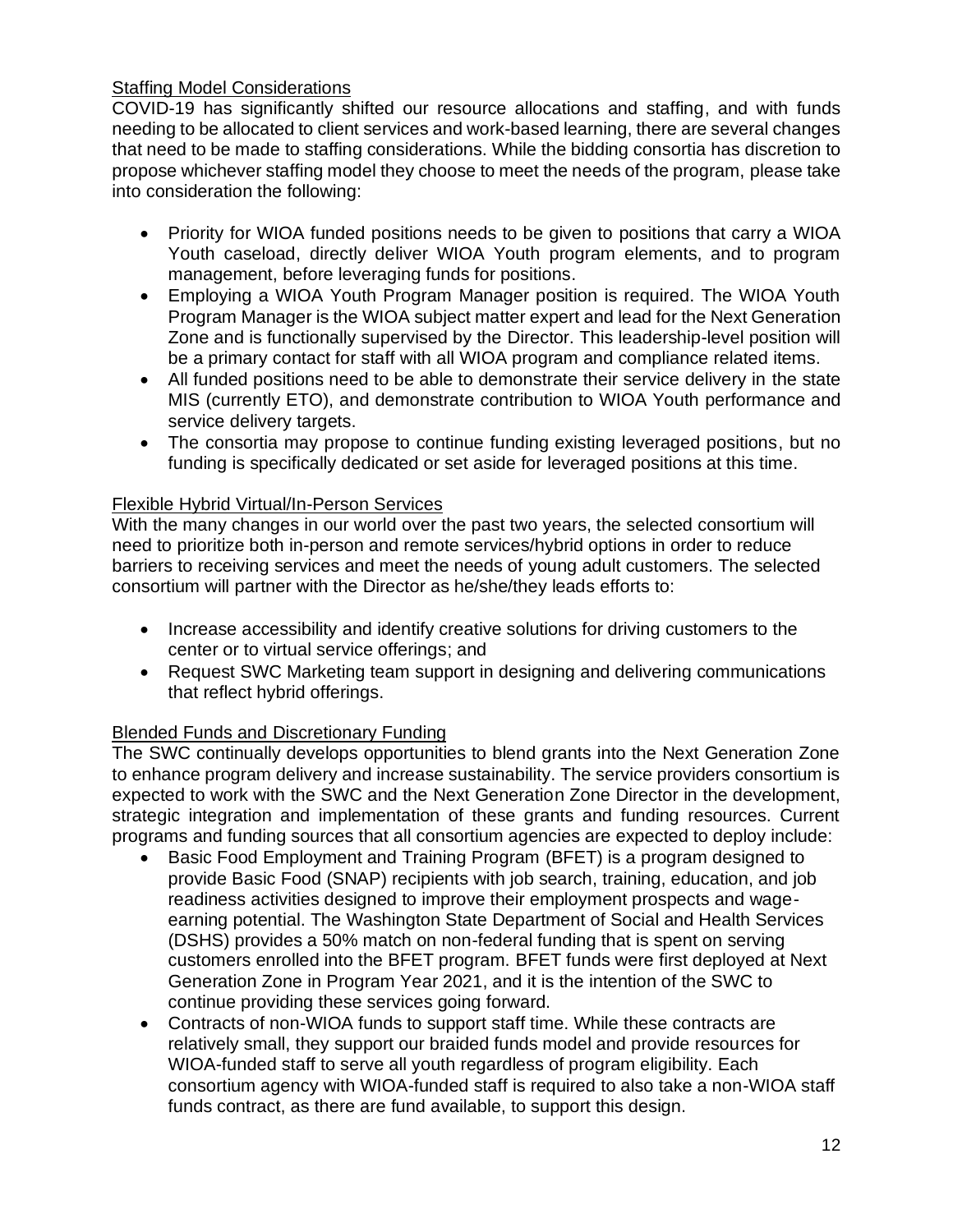Staffing Model Considerations

COVID-19 has significantly shifted our resource allocations and staffing, and with funds needing to be allocated to client services and work-based learning, there are several changes that need to be made to staffing considerations. While the bidding consortia has discretion to propose whichever staffing model they choose to meet the needs of the program, please take into consideration the following:

- Priority for WIOA funded positions needs to be given to positions that carry a WIOA Youth caseload, directly deliver WIOA Youth program elements, and to program management, before leveraging funds for positions.
- Employing a WIOA Youth Program Manager position is required. The WIOA Youth Program Manager is the WIOA subject matter expert and lead for the Next Generation Zone and is functionally supervised by the Director. This leadership-level position will be a primary contact for staff with all WIOA program and compliance related items.
- All funded positions need to be able to demonstrate their service delivery in the state MIS (currently ETO), and demonstrate contribution to WIOA Youth performance and service delivery targets.
- The consortia may propose to continue funding existing leveraged positions, but no funding is specifically dedicated or set aside for leveraged positions at this time.

Flexible Hybrid Virtual/In-Person Services

With the many changes in our world over the past two years, the selected consortium will need to prioritize both in-person and remote services/hybrid options in order to reduce barriers to receiving services and meet the needs of young adult customers. The selected consortium will partner with the Director as he/she/they leads efforts to:

- Increase accessibility and identify creative solutions for driving customers to the center or to virtual service offerings; and
- Request SWC Marketing team support in designing and delivering communications that reflect hybrid offerings.

Blended Funds and Discretionary Funding

The SWC continually develops opportunities to blend grants into the Next Generation Zone to enhance program delivery and increase sustainability. The service providers consortium is expected to work with the SWC and the Next Generation Zone Director in the development, strategic integration and implementation of these grants and funding resources. Current programs and funding sources that all consortium agencies are expected to deploy include:

- Basic Food Employment and Training Program (BFET) is a program designed to provide Basic Food (SNAP) recipients with job search, training, education, and job readiness activities designed to improve their employment prospects and wage-earning potential. The Washington State Department of Social and Health Services (DSHS) provides a 50% match on non-federal funding that is spent on serving customers enrolled into the BFET program. BFET funds were first deployed at Next Generation Zone in Program Year 2021, and it is the intention of the SWC to continue providing these services going forward.
- Contracts of non-WIOA funds to support staff time. While these contracts are relatively small, they support our braided funds model and provide resources for WIOA-funded staff to serve all youth regardless of program eligibility. Each consortium agency with WIOA-funded staff is required to also take a non-WIOA staff funds contract, as there are fund available, to support this design.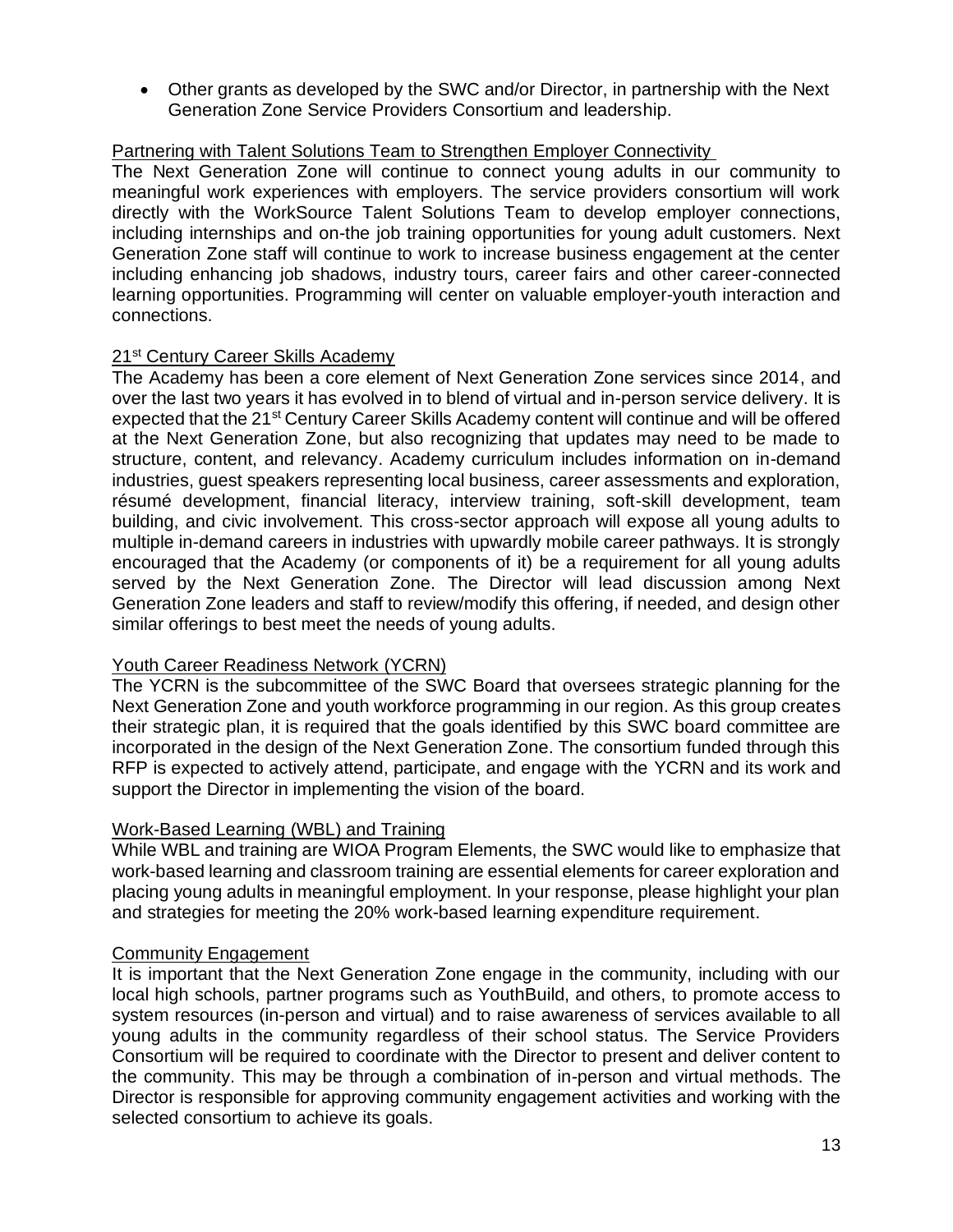- Other grants as developed by the SWC and/or Director, in partnership with the Next Generation Zone Service Providers Consortium and leadership.

Partnering with Talent Solutions Team to Strengthen Employer Connectivity

The Next Generation Zone will continue to connect young adults in our community to meaningful work experiences with employers. The service providers consortium will work directly with the WorkSource Talent Solutions Team to develop employer connections, including internships and on-the job training opportunities for young adult customers. Next Generation Zone staff will continue to work to increase business engagement at the center including enhancing job shadows, industry tours, career fairs and other career-connected learning opportunities. Programming will center on valuable employer-youth interaction and connections.

21st Century Career Skills Academy

The Academy has been a core element of Next Generation Zone services since 2014, and over the last two years it has evolved in to blend of virtual and in-person service delivery. It is expected that the 21st Century Career Skills Academy content will continue and will be offered at the Next Generation Zone, but also recognizing that updates may need to be made to structure, content, and relevancy. Academy curriculum includes information on in-demand industries, guest speakers representing local business, career assessments and exploration, résumé development, financial literacy, interview training, soft-skill development, team building, and civic involvement. This cross-sector approach will expose all young adults to multiple in-demand careers in industries with upwardly mobile career pathways. It is strongly encouraged that the Academy (or components of it) be a requirement for all young adults served by the Next Generation Zone. The Director will lead discussion among Next Generation Zone leaders and staff to review/modify this offering, if needed, and design other similar offerings to best meet the needs of young adults.

Youth Career Readiness Network (YCRN)

The YCRN is the subcommittee of the SWC Board that oversees strategic planning for the Next Generation Zone and youth workforce programming in our region. As this group creates their strategic plan, it is required that the goals identified by this SWC board committee are incorporated in the design of the Next Generation Zone. The consortium funded through this RFP is expected to actively attend, participate, and engage with the YCRN and its work and support the Director in implementing the vision of the board.

Work-Based Learning (WBL) and Training

While WBL and training are WIOA Program Elements, the SWC would like to emphasize that work-based learning and classroom training are essential elements for career exploration and placing young adults in meaningful employment. In your response, please highlight your plan and strategies for meeting the 20% work-based learning expenditure requirement.

Community Engagement

It is important that the Next Generation Zone engage in the community, including with our local high schools, partner programs such as YouthBuild, and others, to promote access to system resources (in-person and virtual) and to raise awareness of services available to all young adults in the community regardless of their school status. The Service Providers Consortium will be required to coordinate with the Director to present and deliver content to the community. This may be through a combination of in-person and virtual methods. The Director is responsible for approving community engagement activities and working with the selected consortium to achieve its goals.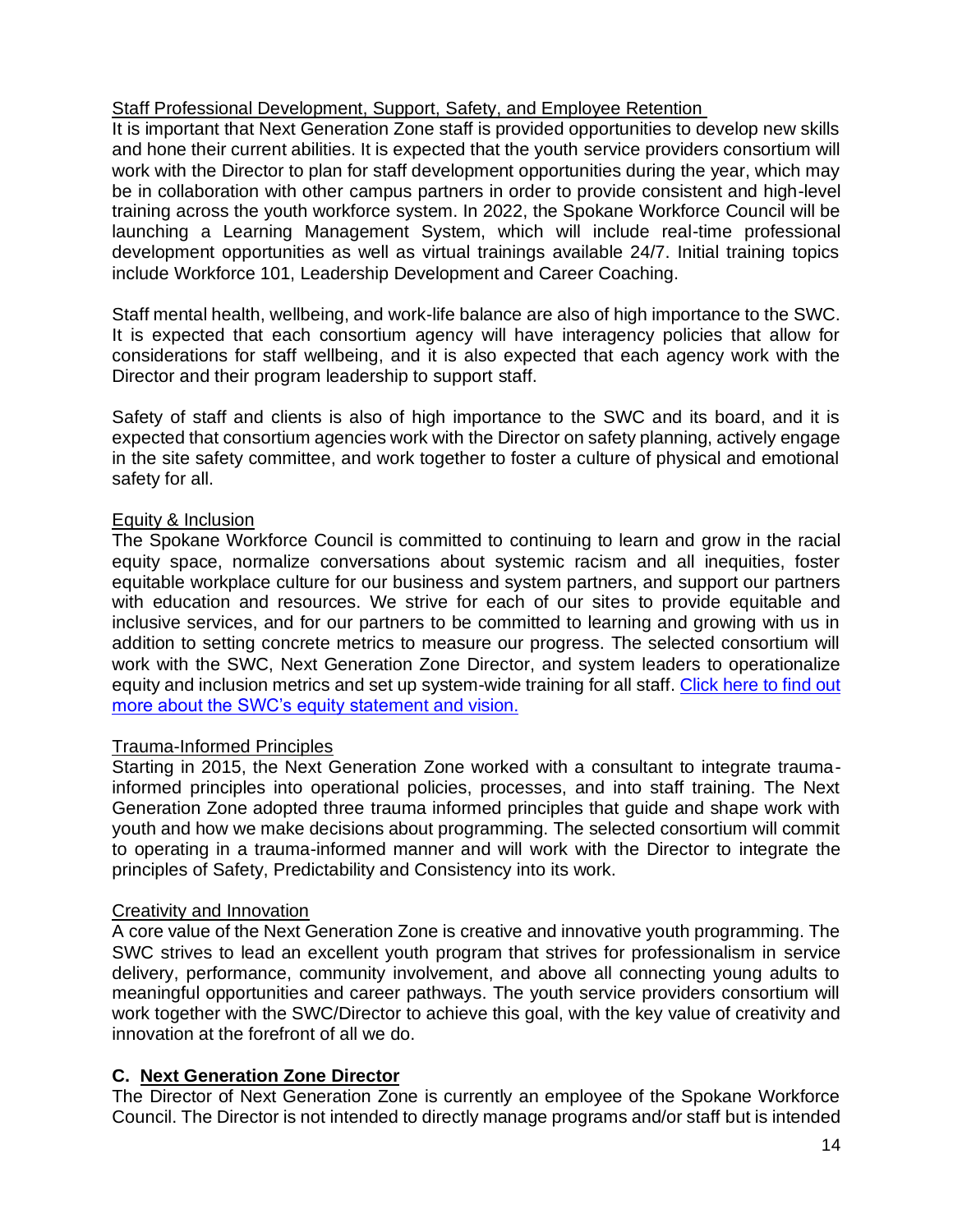<u>Staff Professional Development, Support, Safety, and Employee Retention</u>

It is important that Next Generation Zone staff is provided opportunities to develop new skills and hone their current abilities. It is expected that the youth service providers consortium will work with the Director to plan for staff development opportunities during the year, which may be in collaboration with other campus partners in order to provide consistent and high-level training across the youth workforce system. In 2022, the Spokane Workforce Council will be launching a Learning Management System, which will include real-time professional development opportunities as well as virtual trainings available 24/7. Initial training topics include Workforce 101, Leadership Development and Career Coaching.

Staff mental health, wellbeing, and work-life balance are also of high importance to the SWC. It is expected that each consortium agency will have interagency policies that allow for considerations for staff wellbeing, and it is also expected that each agency work with the Director and their program leadership to support staff.

Safety of staff and clients is also of high importance to the SWC and its board, and it is expected that consortium agencies work with the Director on safety planning, actively engage in the site safety committee, and work together to foster a culture of physical and emotional safety for all.

<u>Equity & Inclusion</u>

The Spokane Workforce Council is committed to continuing to learn and grow in the racial equity space, normalize conversations about systemic racism and all inequities, foster equitable workplace culture for our business and system partners, and support our partners with education and resources. We strive for each of our sites to provide equitable and inclusive services, and for our partners to be committed to learning and growing with us in addition to setting concrete metrics to measure our progress. The selected consortium will work with the SWC, Next Generation Zone Director, and system leaders to operationalize equity and inclusion metrics and set up system-wide training for all staff. Click here to find out more about the SWC's equity statement and vision.

<u>Trauma-Informed Principles</u>

Starting in 2015, the Next Generation Zone worked with a consultant to integrate trauma-informed principles into operational policies, processes, and into staff training. The Next Generation Zone adopted three trauma informed principles that guide and shape work with youth and how we make decisions about programming. The selected consortium will commit to operating in a trauma-informed manner and will work with the Director to integrate the principles of Safety, Predictability and Consistency into its work.

<u>Creativity and Innovation</u>

A core value of the Next Generation Zone is creative and innovative youth programming. The SWC strives to lead an excellent youth program that strives for professionalism in service delivery, performance, community involvement, and above all connecting young adults to meaningful opportunities and career pathways. The youth service providers consortium will work together with the SWC/Director to achieve this goal, with the key value of creativity and innovation at the forefront of all we do.

### C. <u>Next Generation Zone Director</u>

The Director of Next Generation Zone is currently an employee of the Spokane Workforce Council. The Director is not intended to directly manage programs and/or staff but is intended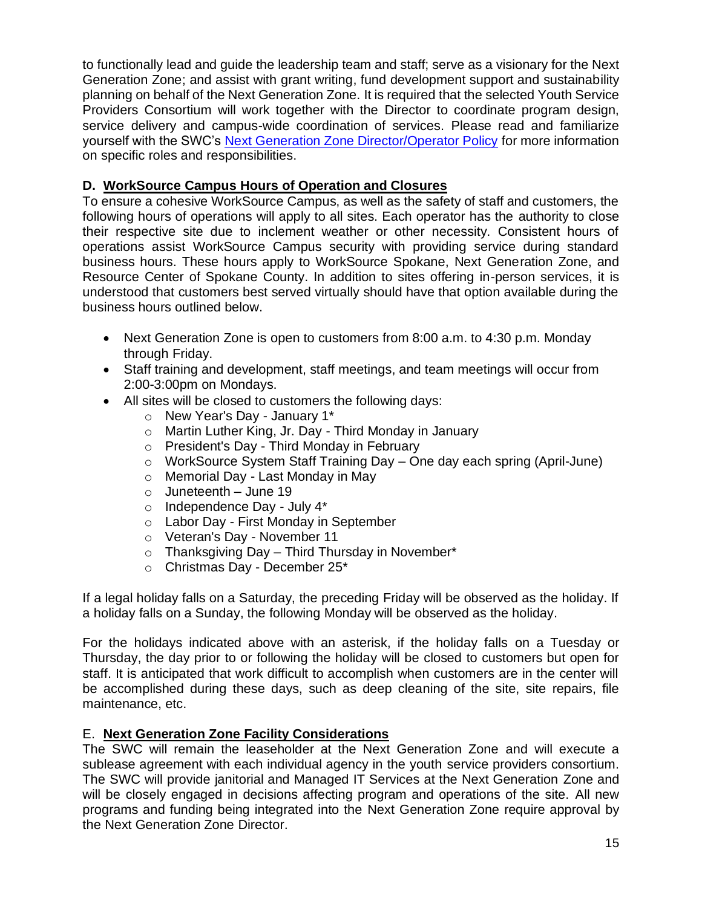to functionally lead and guide the leadership team and staff; serve as a visionary for the Next Generation Zone; and assist with grant writing, fund development support and sustainability planning on behalf of the Next Generation Zone. It is required that the selected Youth Service Providers Consortium will work together with the Director to coordinate program design, service delivery and campus-wide coordination of services. Please read and familiarize yourself with the SWC's [Next Generation Zone Director/Operator Policy] for more information on specific roles and responsibilities.

### D. WorkSource Campus Hours of Operation and Closures

To ensure a cohesive WorkSource Campus, as well as the safety of staff and customers, the following hours of operations will apply to all sites. Each operator has the authority to close their respective site due to inclement weather or other necessity. Consistent hours of operations assist WorkSource Campus security with providing service during standard business hours. These hours apply to WorkSource Spokane, Next Generation Zone, and Resource Center of Spokane County. In addition to sites offering in-person services, it is understood that customers best served virtually should have that option available during the business hours outlined below.

- Next Generation Zone is open to customers from 8:00 a.m. to 4:30 p.m. Monday through Friday.
- Staff training and development, staff meetings, and team meetings will occur from 2:00-3:00pm on Mondays.
- All sites will be closed to customers the following days:
  - New Year's Day - January 1*
  - Martin Luther King, Jr. Day - Third Monday in January
  - President's Day - Third Monday in February
  - WorkSource System Staff Training Day – One day each spring (April-June)
  - Memorial Day - Last Monday in May
  - Juneteenth – June 19
  - Independence Day - July 4*
  - Labor Day - First Monday in September
  - Veteran's Day - November 11
  - Thanksgiving Day – Third Thursday in November*
  - Christmas Day - December 25*

If a legal holiday falls on a Saturday, the preceding Friday will be observed as the holiday. If a holiday falls on a Sunday, the following Monday will be observed as the holiday.

For the holidays indicated above with an asterisk, if the holiday falls on a Tuesday or Thursday, the day prior to or following the holiday will be closed to customers but open for staff. It is anticipated that work difficult to accomplish when customers are in the center will be accomplished during these days, such as deep cleaning of the site, site repairs, file maintenance, etc.

### E. Next Generation Zone Facility Considerations

The SWC will remain the leaseholder at the Next Generation Zone and will execute a sublease agreement with each individual agency in the youth service providers consortium. The SWC will provide janitorial and Managed IT Services at the Next Generation Zone and will be closely engaged in decisions affecting program and operations of the site. All new programs and funding being integrated into the Next Generation Zone require approval by the Next Generation Zone Director.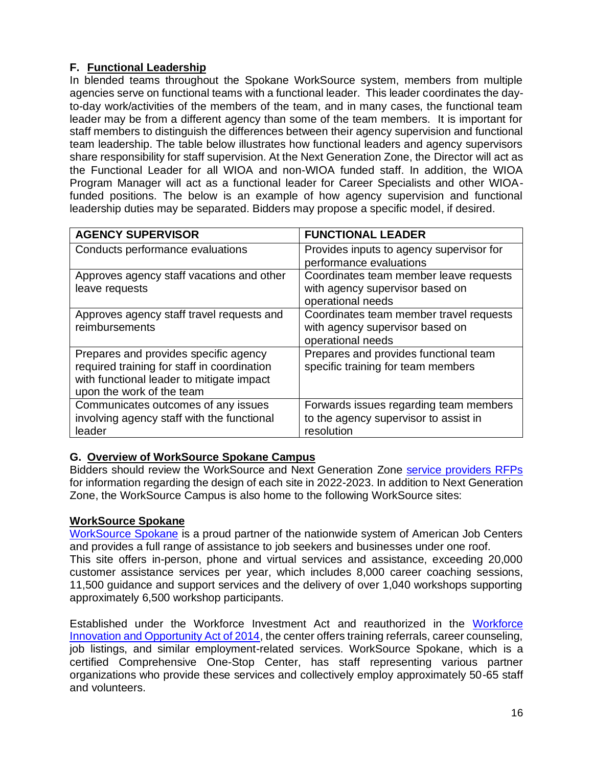## F. Functional Leadership

In blended teams throughout the Spokane WorkSource system, members from multiple agencies serve on functional teams with a functional leader. This leader coordinates the day-to-day work/activities of the members of the team, and in many cases, the functional team leader may be from a different agency than some of the team members. It is important for staff members to distinguish the differences between their agency supervision and functional team leadership. The table below illustrates how functional leaders and agency supervisors share responsibility for staff supervision. At the Next Generation Zone, the Director will act as the Functional Leader for all WIOA and non-WIOA funded staff. In addition, the WIOA Program Manager will act as a functional leader for Career Specialists and other WIOA-funded positions. The below is an example of how agency supervision and functional leadership duties may be separated. Bidders may propose a specific model, if desired.

| AGENCY SUPERVISOR | FUNCTIONAL LEADER |
|---|---|
| Conducts performance evaluations | Provides inputs to agency supervisor for performance evaluations |
| Approves agency staff vacations and other leave requests | Coordinates team member leave requests with agency supervisor based on operational needs |
| Approves agency staff travel requests and reimbursements | Coordinates team member travel requests with agency supervisor based on operational needs |
| Prepares and provides specific agency required training for staff in coordination with functional leader to mitigate impact upon the work of the team | Prepares and provides functional team specific training for team members |
| Communicates outcomes of any issues involving agency staff with the functional leader | Forwards issues regarding team members to the agency supervisor to assist in resolution |

## G. Overview of WorkSource Spokane Campus

Bidders should review the WorkSource and Next Generation Zone service providers RFPs for information regarding the design of each site in 2022-2023. In addition to Next Generation Zone, the WorkSource Campus is also home to the following WorkSource sites:

### WorkSource Spokane

WorkSource Spokane is a proud partner of the nationwide system of American Job Centers and provides a full range of assistance to job seekers and businesses under one roof.
This site offers in-person, phone and virtual services and assistance, exceeding 20,000 customer assistance services per year, which includes 8,000 career coaching sessions, 11,500 guidance and support services and the delivery of over 1,040 workshops supporting approximately 6,500 workshop participants.

Established under the Workforce Investment Act and reauthorized in the Workforce Innovation and Opportunity Act of 2014, the center offers training referrals, career counseling, job listings, and similar employment-related services. WorkSource Spokane, which is a certified Comprehensive One-Stop Center, has staff representing various partner organizations who provide these services and collectively employ approximately 50-65 staff and volunteers.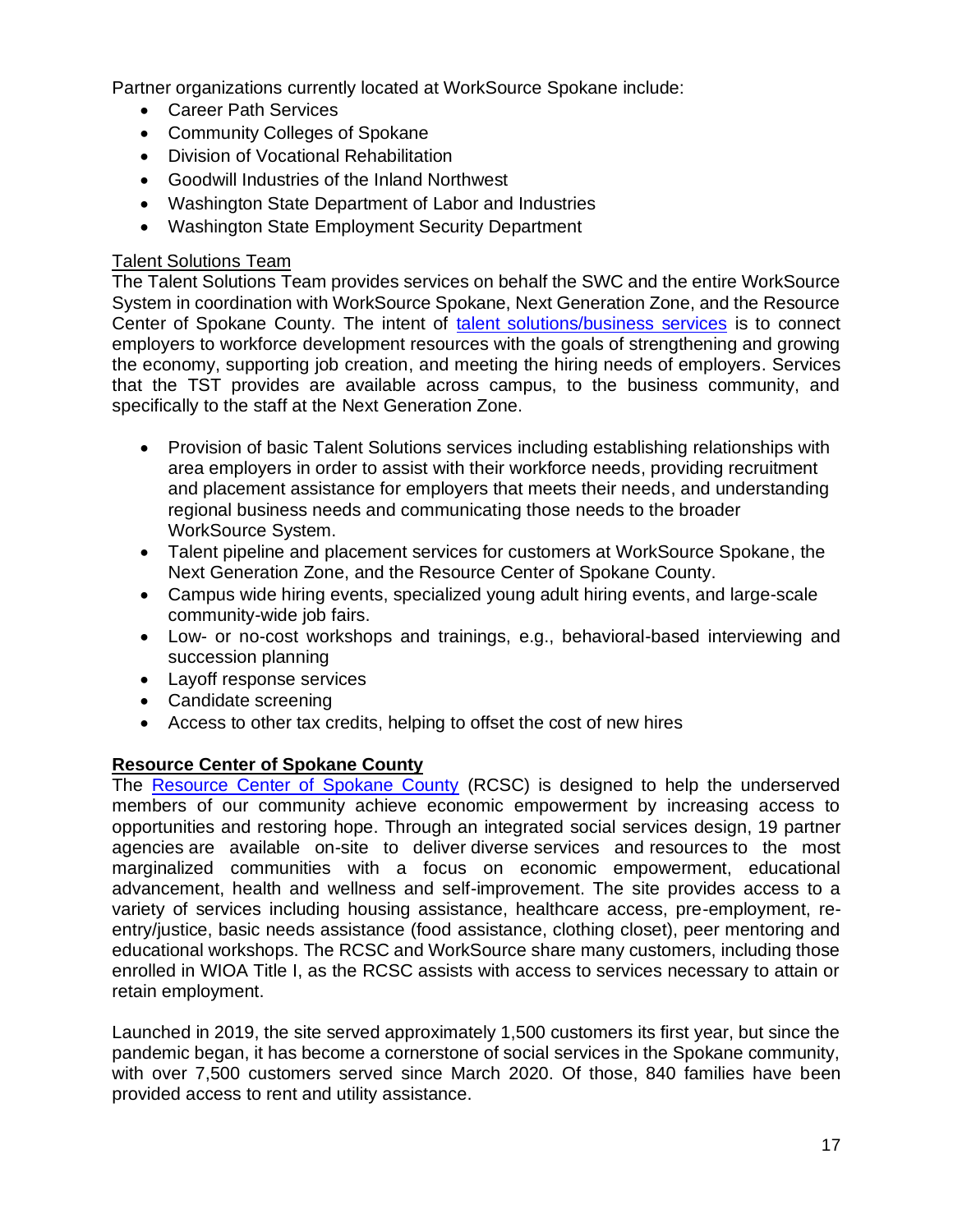Partner organizations currently located at WorkSource Spokane include:

- Career Path Services
- Community Colleges of Spokane
- Division of Vocational Rehabilitation
- Goodwill Industries of the Inland Northwest
- Washington State Department of Labor and Industries
- Washington State Employment Security Department

Talent Solutions Team

The Talent Solutions Team provides services on behalf the SWC and the entire WorkSource System in coordination with WorkSource Spokane, Next Generation Zone, and the Resource Center of Spokane County. The intent of talent solutions/business services is to connect employers to workforce development resources with the goals of strengthening and growing the economy, supporting job creation, and meeting the hiring needs of employers. Services that the TST provides are available across campus, to the business community, and specifically to the staff at the Next Generation Zone.

- Provision of basic Talent Solutions services including establishing relationships with area employers in order to assist with their workforce needs, providing recruitment and placement assistance for employers that meets their needs, and understanding regional business needs and communicating those needs to the broader WorkSource System.
- Talent pipeline and placement services for customers at WorkSource Spokane, the Next Generation Zone, and the Resource Center of Spokane County.
- Campus wide hiring events, specialized young adult hiring events, and large-scale community-wide job fairs.
- Low- or no-cost workshops and trainings, e.g., behavioral-based interviewing and succession planning
- Layoff response services
- Candidate screening
- Access to other tax credits, helping to offset the cost of new hires

**Resource Center of Spokane County**

The Resource Center of Spokane County (RCSC) is designed to help the underserved members of our community achieve economic empowerment by increasing access to opportunities and restoring hope. Through an integrated social services design, 19 partner agencies are available on-site to deliver diverse services and resources to the most marginalized communities with a focus on economic empowerment, educational advancement, health and wellness and self-improvement. The site provides access to a variety of services including housing assistance, healthcare access, pre-employment, re-entry/justice, basic needs assistance (food assistance, clothing closet), peer mentoring and educational workshops. The RCSC and WorkSource share many customers, including those enrolled in WIOA Title I, as the RCSC assists with access to services necessary to attain or retain employment.

Launched in 2019, the site served approximately 1,500 customers its first year, but since the pandemic began, it has become a cornerstone of social services in the Spokane community, with over 7,500 customers served since March 2020. Of those, 840 families have been provided access to rent and utility assistance.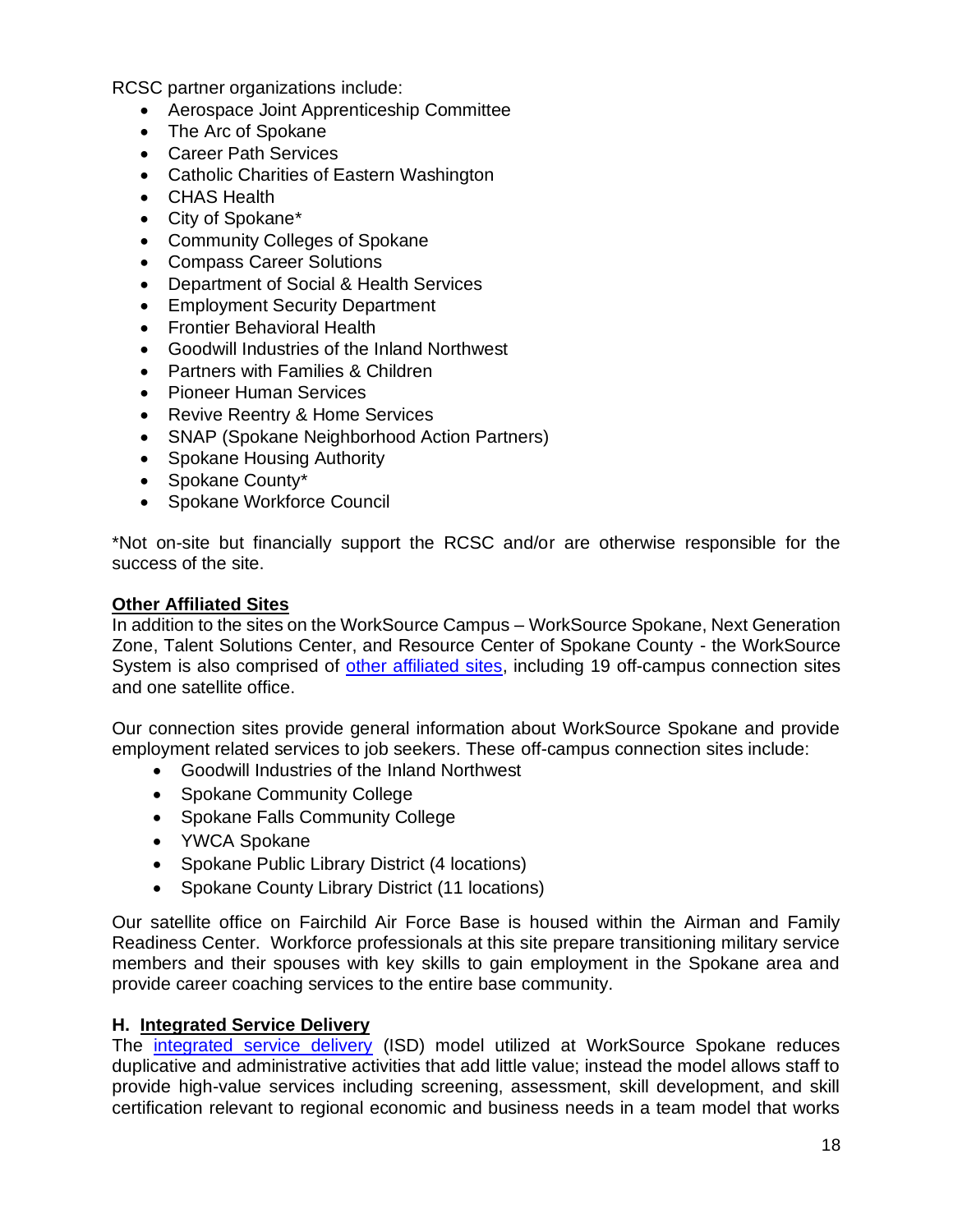RCSC partner organizations include:

- Aerospace Joint Apprenticeship Committee
- The Arc of Spokane
- Career Path Services
- Catholic Charities of Eastern Washington
- CHAS Health
- City of Spokane*
- Community Colleges of Spokane
- Compass Career Solutions
- Department of Social & Health Services
- Employment Security Department
- Frontier Behavioral Health
- Goodwill Industries of the Inland Northwest
- Partners with Families & Children
- Pioneer Human Services
- Revive Reentry & Home Services
- SNAP (Spokane Neighborhood Action Partners)
- Spokane Housing Authority
- Spokane County*
- Spokane Workforce Council

*Not on-site but financially support the RCSC and/or are otherwise responsible for the success of the site.

**Other Affiliated Sites**

In addition to the sites on the WorkSource Campus – WorkSource Spokane, Next Generation Zone, Talent Solutions Center, and Resource Center of Spokane County - the WorkSource System is also comprised of other affiliated sites, including 19 off-campus connection sites and one satellite office.

Our connection sites provide general information about WorkSource Spokane and provide employment related services to job seekers. These off-campus connection sites include:

- Goodwill Industries of the Inland Northwest
- Spokane Community College
- Spokane Falls Community College
- YWCA Spokane
- Spokane Public Library District (4 locations)
- Spokane County Library District (11 locations)

Our satellite office on Fairchild Air Force Base is housed within the Airman and Family Readiness Center. Workforce professionals at this site prepare transitioning military service members and their spouses with key skills to gain employment in the Spokane area and provide career coaching services to the entire base community.

## H. Integrated Service Delivery

The integrated service delivery (ISD) model utilized at WorkSource Spokane reduces duplicative and administrative activities that add little value; instead the model allows staff to provide high-value services including screening, assessment, skill development, and skill certification relevant to regional economic and business needs in a team model that works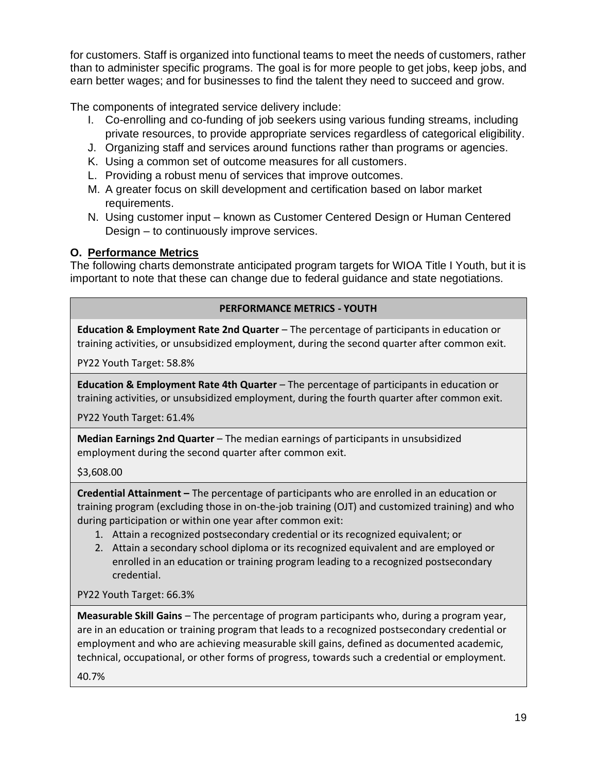for customers. Staff is organized into functional teams to meet the needs of customers, rather than to administer specific programs. The goal is for more people to get jobs, keep jobs, and earn better wages; and for businesses to find the talent they need to succeed and grow.

The components of integrated service delivery include:

I. Co-enrolling and co-funding of job seekers using various funding streams, including private resources, to provide appropriate services regardless of categorical eligibility.
J. Organizing staff and services around functions rather than programs or agencies.
K. Using a common set of outcome measures for all customers.
L. Providing a robust menu of services that improve outcomes.
M. A greater focus on skill development and certification based on labor market requirements.
N. Using customer input – known as Customer Centered Design or Human Centered Design – to continuously improve services.

### O. Performance Metrics

The following charts demonstrate anticipated program targets for WIOA Title I Youth, but it is important to note that these can change due to federal guidance and state negotiations.

| **PERFORMANCE METRICS - YOUTH** |
|---|
| **Education & Employment Rate 2nd Quarter** – The percentage of participants in education or training activities, or unsubsidized employment, during the second quarter after common exit.<br><br>PY22 Youth Target: 58.8% |
| **Education & Employment Rate 4th Quarter** – The percentage of participants in education or training activities, or unsubsidized employment, during the fourth quarter after common exit.<br><br>PY22 Youth Target: 61.4% |
| **Median Earnings 2nd Quarter** – The median earnings of participants in unsubsidized employment during the second quarter after common exit.<br><br>$3,608.00 |
| **Credential Attainment –** The percentage of participants who are enrolled in an education or training program (excluding those in on-the-job training (OJT) and customized training) and who during participation or within one year after common exit:<br>1. Attain a recognized postsecondary credential or its recognized equivalent; or<br>2. Attain a secondary school diploma or its recognized equivalent and are employed or enrolled in an education or training program leading to a recognized postsecondary credential.<br><br>PY22 Youth Target: 66.3% |
| **Measurable Skill Gains** – The percentage of program participants who, during a program year, are in an education or training program that leads to a recognized postsecondary credential or employment and who are achieving measurable skill gains, defined as documented academic, technical, occupational, or other forms of progress, towards such a credential or employment.<br><br>40.7% |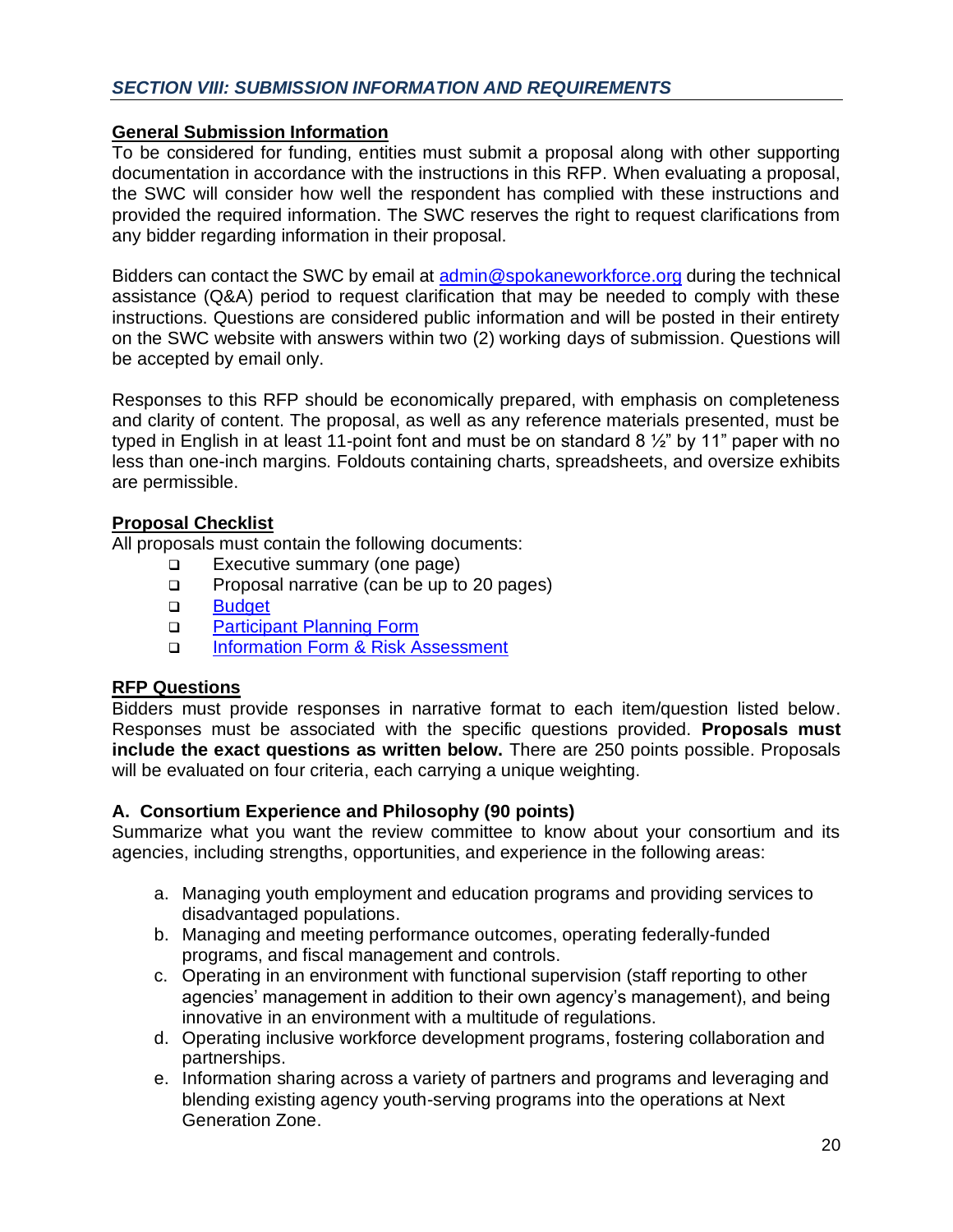## *SECTION VIII: SUBMISSION INFORMATION AND REQUIREMENTS*

**General Submission Information**

To be considered for funding, entities must submit a proposal along with other supporting documentation in accordance with the instructions in this RFP. When evaluating a proposal, the SWC will consider how well the respondent has complied with these instructions and provided the required information. The SWC reserves the right to request clarifications from any bidder regarding information in their proposal.

Bidders can contact the SWC by email at [admin@spokaneworkforce.org](mailto:admin@spokaneworkforce.org) during the technical assistance (Q&A) period to request clarification that may be needed to comply with these instructions. Questions are considered public information and will be posted in their entirety on the SWC website with answers within two (2) working days of submission. Questions will be accepted by email only.

Responses to this RFP should be economically prepared, with emphasis on completeness and clarity of content. The proposal, as well as any reference materials presented, must be typed in English in at least 11-point font and must be on standard 8 ½" by 11" paper with no less than one-inch margins. Foldouts containing charts, spreadsheets, and oversize exhibits are permissible.

**Proposal Checklist**

All proposals must contain the following documents:

- ❑ Executive summary (one page)
- ❑ Proposal narrative (can be up to 20 pages)
- ❑ Budget
- ❑ Participant Planning Form
- ❑ Information Form & Risk Assessment

**RFP Questions**

Bidders must provide responses in narrative format to each item/question listed below. Responses must be associated with the specific questions provided. **Proposals must include the exact questions as written below.** There are 250 points possible. Proposals will be evaluated on four criteria, each carrying a unique weighting.

### A. Consortium Experience and Philosophy (90 points)

Summarize what you want the review committee to know about your consortium and its agencies, including strengths, opportunities, and experience in the following areas:

a. Managing youth employment and education programs and providing services to disadvantaged populations.
b. Managing and meeting performance outcomes, operating federally-funded programs, and fiscal management and controls.
c. Operating in an environment with functional supervision (staff reporting to other agencies' management in addition to their own agency's management), and being innovative in an environment with a multitude of regulations.
d. Operating inclusive workforce development programs, fostering collaboration and partnerships.
e. Information sharing across a variety of partners and programs and leveraging and blending existing agency youth-serving programs into the operations at Next Generation Zone.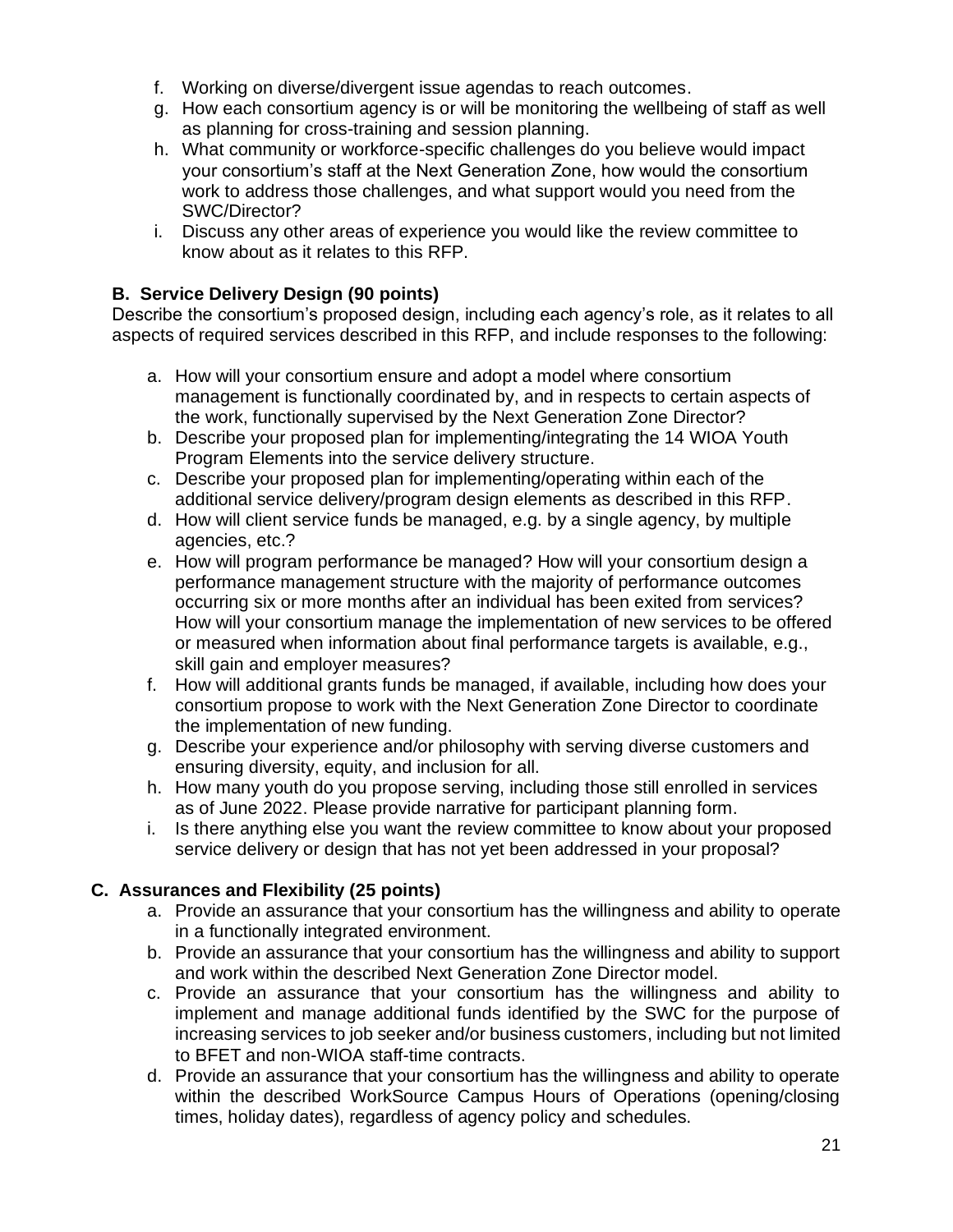f. Working on diverse/divergent issue agendas to reach outcomes.
g. How each consortium agency is or will be monitoring the wellbeing of staff as well as planning for cross-training and session planning.
h. What community or workforce-specific challenges do you believe would impact your consortium's staff at the Next Generation Zone, how would the consortium work to address those challenges, and what support would you need from the SWC/Director?
i. Discuss any other areas of experience you would like the review committee to know about as it relates to this RFP.

**B. Service Delivery Design (90 points)**

Describe the consortium's proposed design, including each agency's role, as it relates to all aspects of required services described in this RFP, and include responses to the following:

a. How will your consortium ensure and adopt a model where consortium management is functionally coordinated by, and in respects to certain aspects of the work, functionally supervised by the Next Generation Zone Director?
b. Describe your proposed plan for implementing/integrating the 14 WIOA Youth Program Elements into the service delivery structure.
c. Describe your proposed plan for implementing/operating within each of the additional service delivery/program design elements as described in this RFP.
d. How will client service funds be managed, e.g. by a single agency, by multiple agencies, etc.?
e. How will program performance be managed? How will your consortium design a performance management structure with the majority of performance outcomes occurring six or more months after an individual has been exited from services? How will your consortium manage the implementation of new services to be offered or measured when information about final performance targets is available, e.g., skill gain and employer measures?
f. How will additional grants funds be managed, if available, including how does your consortium propose to work with the Next Generation Zone Director to coordinate the implementation of new funding.
g. Describe your experience and/or philosophy with serving diverse customers and ensuring diversity, equity, and inclusion for all.
h. How many youth do you propose serving, including those still enrolled in services as of June 2022. Please provide narrative for participant planning form.
i. Is there anything else you want the review committee to know about your proposed service delivery or design that has not yet been addressed in your proposal?

**C. Assurances and Flexibility (25 points)**

a. Provide an assurance that your consortium has the willingness and ability to operate in a functionally integrated environment.
b. Provide an assurance that your consortium has the willingness and ability to support and work within the described Next Generation Zone Director model.
c. Provide an assurance that your consortium has the willingness and ability to implement and manage additional funds identified by the SWC for the purpose of increasing services to job seeker and/or business customers, including but not limited to BFET and non-WIOA staff-time contracts.
d. Provide an assurance that your consortium has the willingness and ability to operate within the described WorkSource Campus Hours of Operations (opening/closing times, holiday dates), regardless of agency policy and schedules.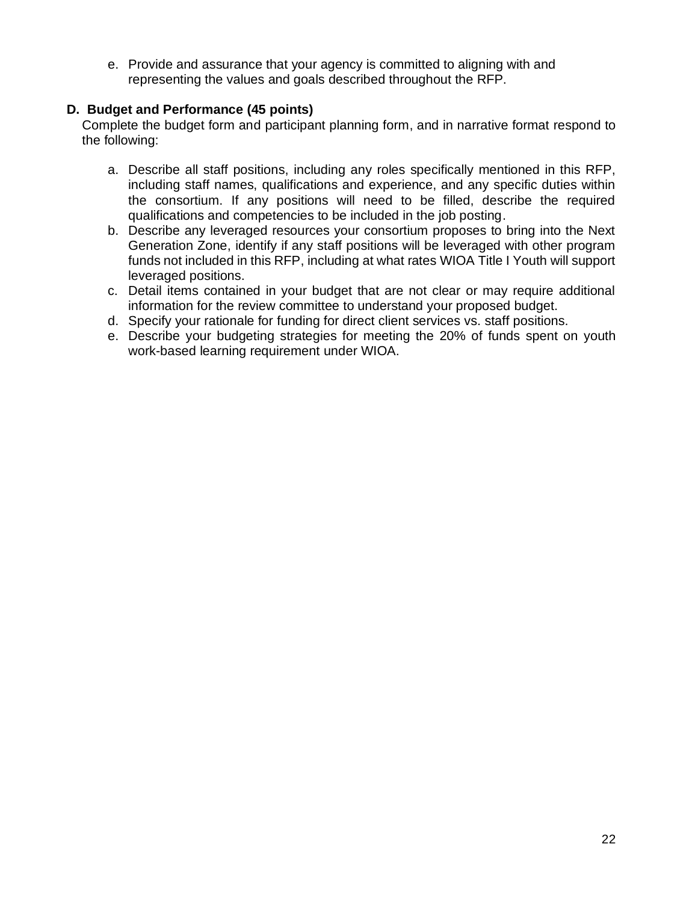e. Provide and assurance that your agency is committed to aligning with and representing the values and goals described throughout the RFP.

**D. Budget and Performance (45 points)**

Complete the budget form and participant planning form, and in narrative format respond to the following:

a. Describe all staff positions, including any roles specifically mentioned in this RFP, including staff names, qualifications and experience, and any specific duties within the consortium. If any positions will need to be filled, describe the required qualifications and competencies to be included in the job posting.
b. Describe any leveraged resources your consortium proposes to bring into the Next Generation Zone, identify if any staff positions will be leveraged with other program funds not included in this RFP, including at what rates WIOA Title I Youth will support leveraged positions.
c. Detail items contained in your budget that are not clear or may require additional information for the review committee to understand your proposed budget.
d. Specify your rationale for funding for direct client services vs. staff positions.
e. Describe your budgeting strategies for meeting the 20% of funds spent on youth work-based learning requirement under WIOA.